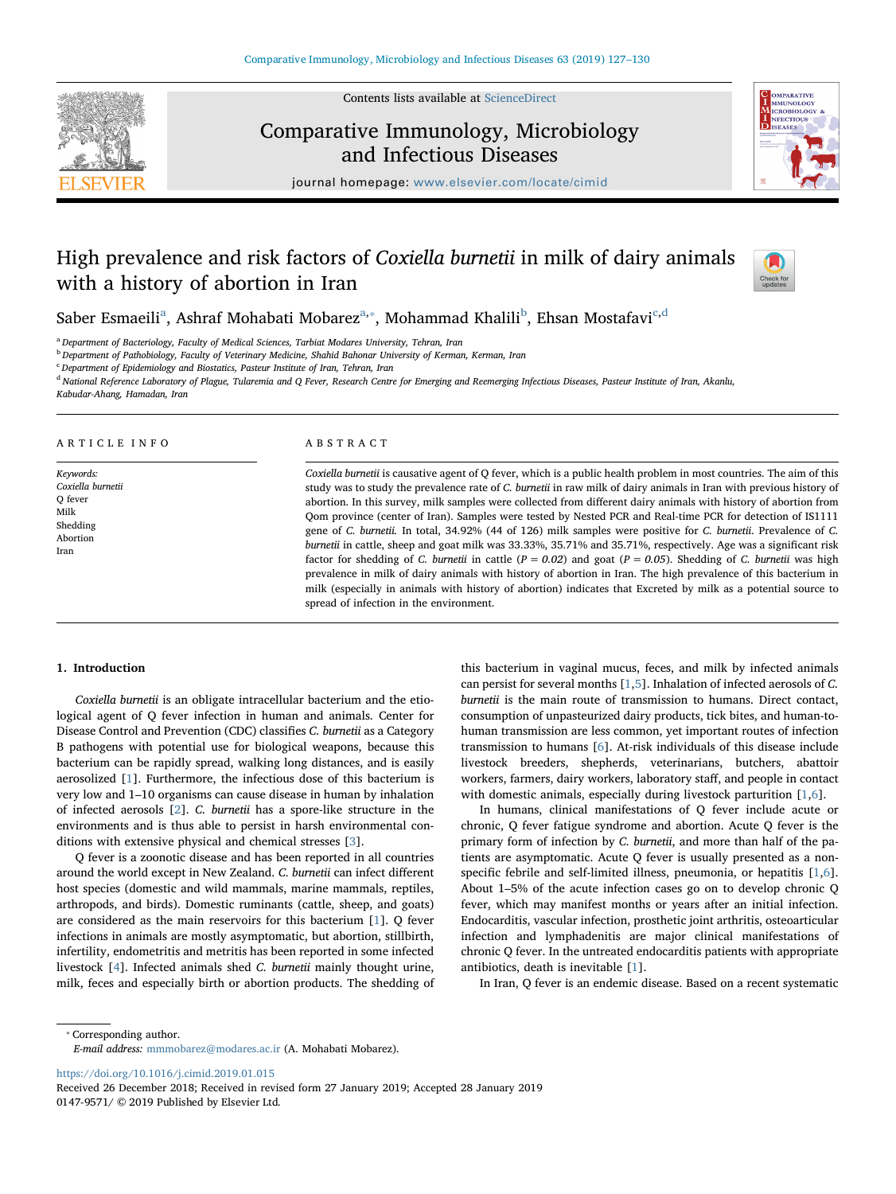# High prevalence and risk factors of *Coxiella burnetii* in milk of dairy animals with a history of abortion in Iran

Saber Esmaeili[a], Ashraf Mohabati Mobarez[a,*], Mohammad Khalili[b], Ehsan Mostafavi[c,d]

[a] Department of Bacteriology, Faculty of Medical Sciences, Tarbiat Modares University, Tehran, Iran
[b] Department of Pathobiology, Faculty of Veterinary Medicine, Shahid Bahonar University of Kerman, Kerman, Iran
[c] Department of Epidemiology and Biostatics, Pasteur Institute of Iran, Tehran, Iran
[d] National Reference Laboratory of Plague, Tularemia and Q Fever, Research Centre for Emerging and Reemerging Infectious Diseases, Pasteur Institute of Iran, Akanlu, Kabudar-Ahang, Hamadan, Iran

## ARTICLE INFO

*Keywords:*
*Coxiella burnetii*
Q fever
Milk
Shedding
Abortion
Iran

## ABSTRACT

*Coxiella burnetii* is causative agent of Q fever, which is a public health problem in most countries. The aim of this study was to study the prevalence rate of *C. burnetii* in raw milk of dairy animals in Iran with previous history of abortion. In this survey, milk samples were collected from different dairy animals with history of abortion from Qom province (center of Iran). Samples were tested by Nested PCR and Real-time PCR for detection of IS1111 gene of *C. burnetii*. In total, 34.92% (44 of 126) milk samples were positive for *C. burnetii*. Prevalence of *C. burnetii* in cattle, sheep and goat milk was 33.33%, 35.71% and 35.71%, respectively. Age was a significant risk factor for shedding of *C. burnetii* in cattle ($P = 0.02$) and goat ($P = 0.05$). Shedding of *C. burnetii* was high prevalence in milk of dairy animals with history of abortion in Iran. The high prevalence of this bacterium in milk (especially in animals with history of abortion) indicates that Excreted by milk as a potential source to spread of infection in the environment.

## 1. Introduction

*Coxiella burnetii* is an obligate intracellular bacterium and the etiological agent of Q fever infection in human and animals. Center for Disease Control and Prevention (CDC) classifies *C. burnetii* as a Category B pathogens with potential use for biological weapons, because this bacterium can be rapidly spread, walking long distances, and is easily aerosolized [1]. Furthermore, the infectious dose of this bacterium is very low and 1–10 organisms can cause disease in human by inhalation of infected aerosols [2]. *C. burnetii* has a spore-like structure in the environments and is thus able to persist in harsh environmental conditions with extensive physical and chemical stresses [3].

Q fever is a zoonotic disease and has been reported in all countries around the world except in New Zealand. *C. burnetii* can infect different host species (domestic and wild mammals, marine mammals, reptiles, arthropods, and birds). Domestic ruminants (cattle, sheep, and goats) are considered as the main reservoirs for this bacterium [1]. Q fever infections in animals are mostly asymptomatic, but abortion, stillbirth, infertility, endometritis and metritis has been reported in some infected livestock [4]. Infected animals shed *C. burnetii* mainly thought urine, milk, feces and especially birth or abortion products. The shedding of this bacterium in vaginal mucus, feces, and milk by infected animals can persist for several months [1,5]. Inhalation of infected aerosols of *C. burnetii* is the main route of transmission to humans. Direct contact, consumption of unpasteurized dairy products, tick bites, and human-to-human transmission are less common, yet important routes of infection transmission to humans [6]. At-risk individuals of this disease include livestock breeders, shepherds, veterinarians, butchers, abattoir workers, farmers, dairy workers, laboratory staff, and people in contact with domestic animals, especially during livestock parturition [1,6].

In humans, clinical manifestations of Q fever include acute or chronic, Q fever fatigue syndrome and abortion. Acute Q fever is the primary form of infection by *C. burnetii*, and more than half of the patients are asymptomatic. Acute Q fever is usually presented as a non-specific febrile and self-limited illness, pneumonia, or hepatitis [1,6]. About 1–5% of the acute infection cases go on to develop chronic Q fever, which may manifest months or years after an initial infection. Endocarditis, vascular infection, prosthetic joint arthritis, osteoarticular infection and lymphadenitis are major clinical manifestations of chronic Q fever. In the untreated endocarditis patients with appropriate antibiotics, death is inevitable [1].

In Iran, Q fever is an endemic disease. Based on a recent systematic

* Corresponding author.
*E-mail address:* mmmobarez@modares.ac.ir (A. Mohabati Mobarez).

https://doi.org/10.1016/j.cimid.2019.01.015
Received 26 December 2018; Received in revised form 27 January 2019; Accepted 28 January 2019
0147-9571/ © 2019 Published by Elsevier Ltd.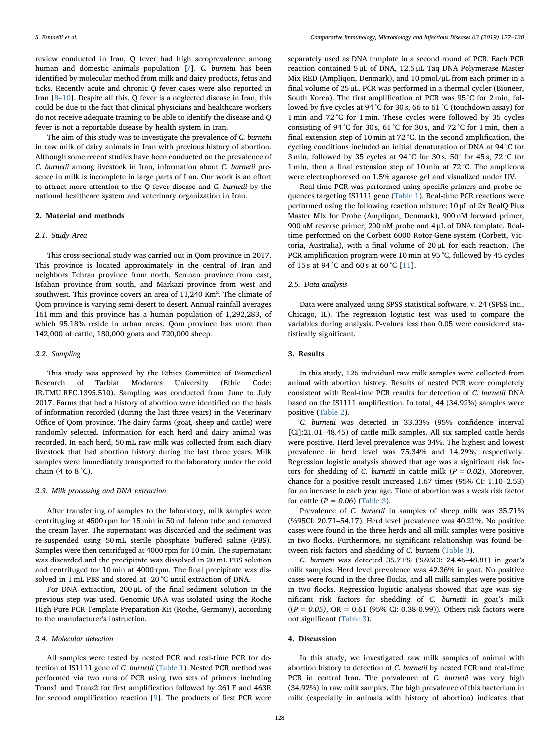review conducted in Iran, Q fever had high seroprevalence among human and domestic animals population [7]. *C. burnetii* has been identified by molecular method from milk and dairy products, fetus and ticks. Recently acute and chronic Q fever cases were also reported in Iran [8–10]. Despite all this, Q fever is a neglected disease in Iran, this could be due to the fact that clinical physicians and healthcare workers do not receive adequate training to be able to identify the disease and Q fever is not a reportable disease by health system in Iran.

The aim of this study was to investigate the prevalence of *C. burnetii* in raw milk of dairy animals in Iran with previous history of abortion. Although some recent studies have been conducted on the prevalence of *C. burnetii* among livestock in Iran, information about *C. burnetii* presence in milk is incomplete in large parts of Iran. Our work is an effort to attract more attention to the Q fever disease and *C. burnetii* by the national healthcare system and veterinary organization in Iran.

## 2. Material and methods

### 2.1. Study Area

This cross-sectional study was carried out in Qom province in 2017. This province is located approximately in the central of Iran and neighbors Tehran province from north, Semnan province from east, Isfahan province from south, and Markazi province from west and southwest. This province covers an area of 11,240 Km$^2$. The climate of Qom province is varying semi-desert to desert. Annual rainfall averages 161 mm and this province has a human population of 1,292,283, of which 95.18% reside in urban areas. Qom province has more than 142,000 of cattle, 180,000 goats and 720,000 sheep.

### 2.2. Sampling

This study was approved by the Ethics Committee of Biomedical Research of Tarbiat Modarres University (Ethic Code: IR.TMU.REC.1395.510). Sampling was conducted from June to July 2017. Farms that had a history of abortion were identified on the basis of information recorded (during the last three years) in the Veterinary Office of Qom province. The dairy farms (goat, sheep and cattle) were randomly selected. Information for each herd and dairy animal was recorded. In each herd, 50 mL raw milk was collected from each diary livestock that had abortion history during the last three years. Milk samples were immediately transported to the laboratory under the cold chain (4 to 8 °C).

### 2.3. Milk processing and DNA extraction

After transferring of samples to the laboratory, milk samples were centrifuging at 4500 rpm for 15 min in 50 mL falcon tube and removed the cream layer. The supernatant was discarded and the sediment was re-suspended using 50 mL sterile phosphate buffered saline (PBS). Samples were then centrifuged at 4000 rpm for 10 min. The supernatant was discarded and the precipitate was dissolved in 20 mL PBS solution and centrifuged for 10 min at 4000 rpm. The final precipitate was dissolved in 1 mL PBS and stored at -20 °C until extraction of DNA.

For DNA extraction, 200 μL of the final sediment solution in the previous step was used. Genomic DNA was isolated using the Roche High Pure PCR Template Preparation Kit (Roche, Germany), according to the manufacturer's instruction.

### 2.4. Molecular detection

All samples were tested by nested PCR and real-time PCR for detection of IS1111 gene of *C. burnetii* (Table 1). Nested PCR method was performed via two runs of PCR using two sets of primers including Trans1 and Trans2 for first amplification followed by 261 F and 463R for second amplification reaction [9]. The products of first PCR were separately used as DNA template in a second round of PCR. Each PCR reaction contained 5 μL of DNA, 12.5 μL Taq DNA Polymerase Master Mix RED (Ampliqon, Denmark), and 10 pmol/μL from each primer in a final volume of 25 μL. PCR was performed in a thermal cycler (Bioneer, South Korea). The first amplification of PCR was 95 °C for 2 min, followed by five cycles at 94 °C for 30 s, 66 to 61 °C (touchdown assay) for 1 min and 72 °C for 1 min. These cycles were followed by 35 cycles consisting of 94 °C for 30 s, 61 °C for 30 s, and 72 °C for 1 min, then a final extension step of 10 min at 72 °C. In the second amplification, the cycling conditions included an initial denaturation of DNA at 94 °C for 3 min, followed by 35 cycles at 94 °C for 30 s, 50° for 45 s, 72 °C for 1 min, then a final extension step of 10 min at 72 °C. The amplicons were electrophoresed on 1.5% agarose gel and visualized under UV.

Real-time PCR was performed using specific primers and probe sequences targeting IS1111 gene (Table 1). Real-time PCR reactions were performed using the following reaction mixture: 10 μL of 2x RealQ Plus Master Mix for Probe (Ampliqon, Denmark), 900 nM forward primer, 900 nM reverse primer, 200 nM probe and 4 μL of DNA template. Real-time performed on the Corbett 6000 Rotor-Gene system (Corbett, Victoria, Australia), with a final volume of 20 μL for each reaction. The PCR amplification program were 10 min at 95 °C, followed by 45 cycles of 15 s at 94 °C and 60 s at 60 °C [11].

### 2.5. Data analysis

Data were analyzed using SPSS statistical software, v. 24 (SPSS Inc., Chicago, IL). The regression logistic test was used to compare the variables during analysis. P-values less than 0.05 were considered statistically significant.

## 3. Results

In this study, 126 individual raw milk samples were collected from animal with abortion history. Results of nested PCR were completely consistent with Real-time PCR results for detection of *C. burnetii* DNA based on the IS1111 amplification. In total, 44 (34.92%) samples were positive (Table 2).

*C. burnetii* was detected in 33.33% (95% confidence interval [CI]:21.01–48.45) of cattle milk samples. All six sampled cattle herds were positive. Herd level prevalence was 34%. The highest and lowest prevalence in herd level was 75.34% and 14.29%, respectively. Regression logistic analysis showed that age was a significant risk factors for shedding of *C. burnetii* in cattle milk (*P = 0.02*). Moreover, chance for a positive result increased 1.67 times (95% CI: 1.10–2.53) for an increase in each year age. Time of abortion was a weak risk factor for cattle (*P = 0.06*) (Table 3).

Prevalence of *C. burnetii* in samples of sheep milk was 35.71% (%95CI: 20.71–54.17). Herd level prevalence was 40.21%. No positive cases were found in the three herds and all milk samples were positive in two flocks. Furthermore, no significant relationship was found between risk factors and shedding of *C. burnetii* (Table 3).

*C. burnetii* was detected 35.71% (%95CI: 24.46–48.81) in goat's milk samples. Herd level prevalence was 42.36% in goat. No positive cases were found in the three flocks, and all milk samples were positive in two flocks. Regression logistic analysis showed that age was significant risk factors for shedding of *C. burnetii* in goat's milk ((*P = 0.05*), OR = 0.61 (95% CI: 0.38-0.99)). Others risk factors were not significant (Table 3).

## 4. Discussion

In this study, we investigated raw milk samples of animal with abortion history to detection of *C. burnetii* by nested PCR and real-time PCR in central Iran. The prevalence of *C. burnetii* was very high (34.92%) in raw milk samples. The high prevalence of this bacterium in milk (especially in animals with history of abortion) indicates that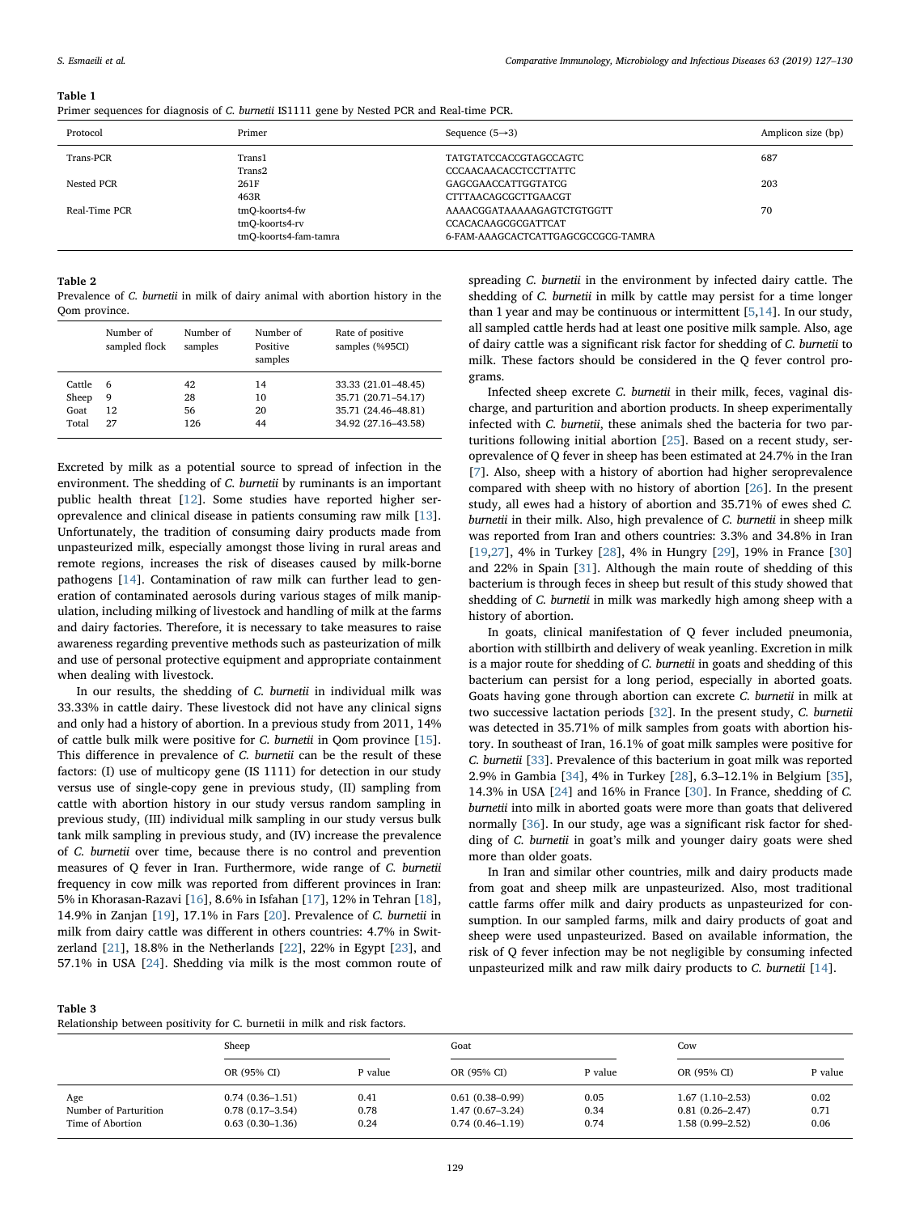Table 1
Primer sequences for diagnosis of *C. burnetii* IS1111 gene by Nested PCR and Real-time PCR.

| Protocol | Primer | Sequence (5→3) | Amplicon size (bp) |
|---|---|---|---|
| Trans-PCR | Trans1 | TATGTATCCACCGTAGCCAGTC | 687 |
| | Trans2 | CCCAACAACACCTCCTTATTC | |
| Nested PCR | 261F | GAGCGAACCATTGGTATCG | 203 |
| | 463R | CTTTAACAGCGCTTGAACGT | |
| Real-Time PCR | tmQ-koorts4-fw | AAAACGGATAAAAAGAGTCTGTGGTT | 70 |
| | tmQ-koorts4-rv | CCACACAAGCGCGATTCAT | |
| | tmQ-koorts4-fam-tamra | 6-FAM-AAAGCACTCATTGAGCGCCGCG-TAMRA | |

Table 2
Prevalence of *C. burnetii* in milk of dairy animal with abortion history in the Qom province.

| | Number of sampled flock | Number of samples | Number of Positive samples | Rate of positive samples (%95CI) |
|---|---|---|---|---|
| Cattle | 6 | 42 | 14 | 33.33 (21.01–48.45) |
| Sheep | 9 | 28 | 10 | 35.71 (20.71–54.17) |
| Goat | 12 | 56 | 20 | 35.71 (24.46–48.81) |
| Total | 27 | 126 | 44 | 34.92 (27.16–43.58) |

Excreted by milk as a potential source to spread of infection in the environment. The shedding of *C. burnetii* by ruminants is an important public health threat [12]. Some studies have reported higher seroprevalence and clinical disease in patients consuming raw milk [13]. Unfortunately, the tradition of consuming dairy products made from unpasteurized milk, especially amongst those living in rural areas and remote regions, increases the risk of diseases caused by milk-borne pathogens [14]. Contamination of raw milk can further lead to generation of contaminated aerosols during various stages of milk manipulation, including milking of livestock and handling of milk at the farms and dairy factories. Therefore, it is necessary to take measures to raise awareness regarding preventive methods such as pasteurization of milk and use of personal protective equipment and appropriate containment when dealing with livestock.

In our results, the shedding of *C. burnetii* in individual milk was 33.33% in cattle dairy. These livestock did not have any clinical signs and only had a history of abortion. In a previous study from 2011, 14% of cattle bulk milk were positive for *C. burnetii* in Qom province [15]. This difference in prevalence of *C. burnetii* can be the result of these factors: (I) use of multicopy gene (IS 1111) for detection in our study versus use of single-copy gene in previous study, (II) sampling from cattle with abortion history in our study versus random sampling in previous study, (III) individual milk sampling in our study versus bulk tank milk sampling in previous study, and (IV) increase the prevalence of *C. burnetii* over time, because there is no control and prevention measures of Q fever in Iran. Furthermore, wide range of *C. burnetii* frequency in cow milk was reported from different provinces in Iran: 5% in Khorasan-Razavi [16], 8.6% in Isfahan [17], 12% in Tehran [18], 14.9% in Zanjan [19], 17.1% in Fars [20]. Prevalence of *C. burnetii* in milk from dairy cattle was different in others countries: 4.7% in Switzerland [21], 18.8% in the Netherlands [22], 22% in Egypt [23], and 57.1% in USA [24]. Shedding via milk is the most common route of spreading *C. burnetii* in the environment by infected dairy cattle. The shedding of *C. burnetii* in milk by cattle may persist for a time longer than 1 year and may be continuous or intermittent [5,14]. In our study, all sampled cattle herds had at least one positive milk sample. Also, age of dairy cattle was a significant risk factor for shedding of *C. burnetii* to milk. These factors should be considered in the Q fever control programs.

Infected sheep excrete *C. burnetii* in their milk, feces, vaginal discharge, and parturition and abortion products. In sheep experimentally infected with *C. burnetii*, these animals shed the bacteria for two parturitions following initial abortion [25]. Based on a recent study, seroprevalence of Q fever in sheep has been estimated at 24.7% in the Iran [7]. Also, sheep with a history of abortion had higher seroprevalence compared with sheep with no history of abortion [26]. In the present study, all ewes had a history of abortion and 35.71% of ewes shed *C. burnetii* in their milk. Also, high prevalence of *C. burnetii* in sheep milk was reported from Iran and others countries: 3.3% and 34.8% in Iran [19,27], 4% in Turkey [28], 4% in Hungry [29], 19% in France [30] and 22% in Spain [31]. Although the main route of shedding of this bacterium is through feces in sheep but result of this study showed that shedding of *C. burnetii* in milk was markedly high among sheep with a history of abortion.

In goats, clinical manifestation of Q fever included pneumonia, abortion with stillbirth and delivery of weak yeanling. Excretion in milk is a major route for shedding of *C. burnetii* in goats and shedding of this bacterium can persist for a long period, especially in aborted goats. Goats having gone through abortion can excrete *C. burnetii* in milk at two successive lactation periods [32]. In the present study, *C. burnetii* was detected in 35.71% of milk samples from goats with abortion history. In southeast of Iran, 16.1% of goat milk samples were positive for *C. burnetii* [33]. Prevalence of this bacterium in goat milk was reported 2.9% in Gambia [34], 4% in Turkey [28], 6.3–12.1% in Belgium [35], 14.3% in USA [24] and 16% in France [30]. In France, shedding of *C. burnetii* into milk in aborted goats were more than goats that delivered normally [36]. In our study, age was a significant risk factor for shedding of *C. burnetii* in goat's milk and younger dairy goats were shed more than older goats.

In Iran and similar other countries, milk and dairy products made from goat and sheep milk are unpasteurized. Also, most traditional cattle farms offer milk and dairy products as unpasteurized for consumption. In our sampled farms, milk and dairy products of goat and sheep were used unpasteurized. Based on available information, the risk of Q fever infection may be not negligible by consuming infected unpasteurized milk and raw milk dairy products to *C. burnetii* [14].

Table 3
Relationship between positivity for C. burnetii in milk and risk factors.

| | Sheep | | Goat | | Cow | |
|---|---|---|---|---|---|---|
| | OR (95% CI) | P value | OR (95% CI) | P value | OR (95% CI) | P value |
| Age | 0.74 (0.36–1.51) | 0.41 | 0.61 (0.38–0.99) | 0.05 | 1.67 (1.10–2.53) | 0.02 |
| Number of Parturition | 0.78 (0.17–3.54) | 0.78 | 1.47 (0.67–3.24) | 0.34 | 0.81 (0.26–2.47) | 0.71 |
| Time of Abortion | 0.63 (0.30–1.36) | 0.24 | 0.74 (0.46–1.19) | 0.74 | 1.58 (0.99–2.52) | 0.06 |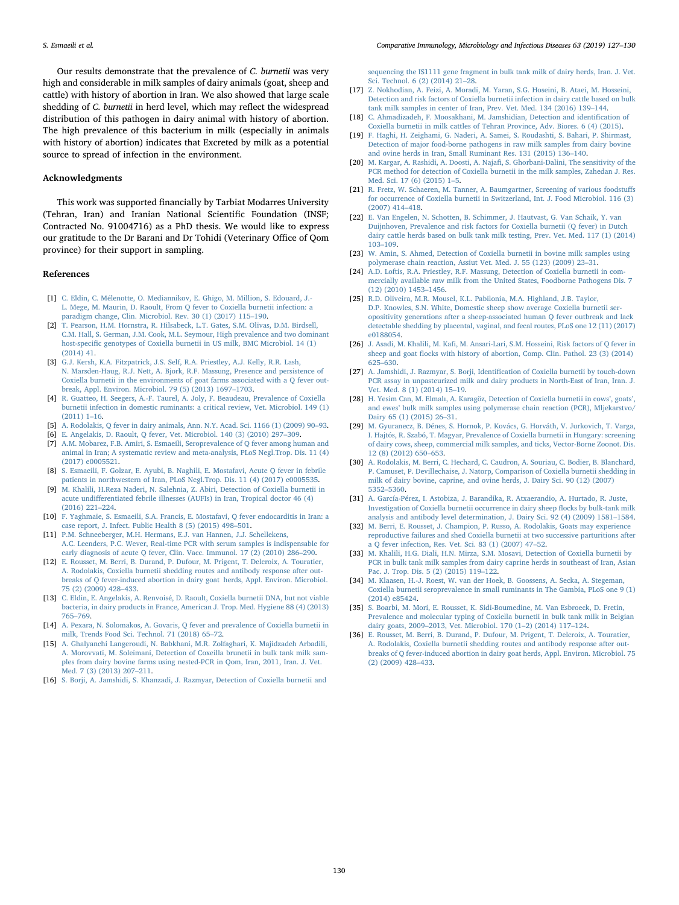Our results demonstrate that the prevalence of *C. burnetii* was very high and considerable in milk samples of dairy animals (goat, sheep and cattle) with history of abortion in Iran. We also showed that large scale shedding of *C. burnetii* in herd level, which may reflect the widespread distribution of this pathogen in dairy animal with history of abortion. The high prevalence of this bacterium in milk (especially in animals with history of abortion) indicates that Excreted by milk as a potential source to spread of infection in the environment.

## Acknowledgments

This work was supported financially by Tarbiat Modarres University (Tehran, Iran) and Iranian National Scientific Foundation (INSF; Contracted No. 91004716) as a PhD thesis. We would like to express our gratitude to the Dr Barani and Dr Tohidi (Veterinary Office of Qom province) for their support in sampling.

## References

[1] C. Eldin, C. Mélenotte, O. Mediannikov, E. Ghigo, M. Million, S. Edouard, J.-L. Mege, M. Maurin, D. Raoult, From Q fever to Coxiella burnetii infection: a paradigm change, Clin. Microbiol. Rev. 30 (1) (2017) 115–190.

[2] T. Pearson, H.M. Hornstra, R. Hilsabeck, L.T. Gates, S.M. Olivas, D.M. Birdsell, C.M. Hall, S. German, J.M. Cook, M.L. Seymour, High prevalence and two dominant host-specific genotypes of Coxiella burnetii in US milk, BMC Microbiol. 14 (1) (2014) 41.

[3] G.J. Kersh, K.A. Fitzpatrick, J.S. Self, R.A. Priestley, A.J. Kelly, R.R. Lash, N. Marsden-Haug, R.J. Nett, A. Bjork, R.F. Massung, Presence and persistence of Coxiella burnetii in the environments of goat farms associated with a Q fever outbreak, Appl. Environ. Microbiol. 79 (5) (2013) 1697–1703.

[4] R. Guatteo, H. Seegers, A.-F. Taurel, A. Joly, F. Beaudeau, Prevalence of Coxiella burnetii infection in domestic ruminants: a critical review, Vet. Microbiol. 149 (1) (2011) 1–16.

[5] A. Rodolakis, Q fever in dairy animals, Ann. N.Y. Acad. Sci. 1166 (1) (2009) 90–93.

[6] E. Angelakis, D. Raoult, Q fever, Vet. Microbiol. 140 (3) (2010) 297–309.

[7] A.M. Mobarez, F.B. Amiri, S. Esmaeili, Seroprevalence of Q fever among human and animal in Iran; A systematic review and meta-analysis, PLoS Negl.Trop. Dis. 11 (4) (2017) e0005521.

[8] S. Esmaeili, F. Golzar, E. Ayubi, B. Naghili, E. Mostafavi, Acute Q fever in febrile patients in northwestern of Iran, PLoS Negl.Trop. Dis. 11 (4) (2017) e0005535.

[9] M. Khalili, H.Reza Naderi, N. Salehnia, Z. Abiri, Detection of Coxiella burnetii in acute undifferentiated febrile illnesses (AUFIs) in Iran, Tropical doctor 46 (4) (2016) 221–224.

[10] F. Yaghmaie, S. Esmaeili, S.A. Francis, E. Mostafavi, Q fever endocarditis in Iran: a case report, J. Infect. Public Health 8 (5) (2015) 498–501.

[11] P.M. Schneeberger, M.H. Hermans, E.J. van Hannen, J.J. Schellekens, A.C. Leenders, P.C. Wever, Real-time PCR with serum samples is indispensable for early diagnosis of acute Q fever, Clin. Vacc. Immunol. 17 (2) (2010) 286–290.

[12] E. Rousset, M. Berri, B. Durand, P. Dufour, M. Prigent, T. Delcroix, A. Touratier, A. Rodolakis, Coxiella burnetii shedding routes and antibody response after outbreaks of Q fever-induced abortion in dairy goat herds, Appl. Environ. Microbiol. 75 (2) (2009) 428–433.

[13] C. Eldin, E. Angelakis, A. Renvoisé, D. Raoult, Coxiella burnetii DNA, but not viable bacteria, in dairy products in France, American J. Trop. Med. Hygiene 88 (4) (2013) 765–769.

[14] A. Pexara, N. Solomakos, A. Govaris, Q fever and prevalence of Coxiella burnetii in milk, Trends Food Sci. Technol. 71 (2018) 65–72.

[15] A. Ghalyanchi Langeroudi, N. Babkhani, M.R. Zolfaghari, K. Majidzadeh Arbadili, A. Morovvati, M. Soleimani, Detection of Coxeilla brunetii in bulk tank milk samples from dairy bovine farms using nested-PCR in Qom, Iran, 2011, Iran. J. Vet. Med. 7 (3) (2013) 207–211.

[16] S. Borji, A. Jamshidi, S. Khanzadi, J. Razmyar, Detection of Coxiella burnetii and sequencing the IS1111 gene fragment in bulk tank milk of dairy herds, Iran. J. Vet. Sci. Technol. 6 (2) (2014) 21–28.

[17] Z. Nokhodian, A. Feizi, A. Moradi, M. Yaran, S.G. Hoseini, B. Ataei, M. Hosseini, Detection and risk factors of Coxiella burnetii infection in dairy cattle based on bulk tank milk samples in center of Iran, Prev. Vet. Med. 134 (2016) 139–144.

[18] C. Ahmadizadeh, F. Moosakhani, M. Jamshidian, Detection and identification of Coxiella burnetii in milk cattles of Tehran Province, Adv. Biores. 6 (4) (2015).

[19] F. Haghi, H. Zeighami, G. Naderi, A. Samei, S. Roudashti, S. Bahari, P. Shirmast, Detection of major food-borne pathogens in raw milk samples from dairy bovine and ovine herds in Iran, Small Ruminant Res. 131 (2015) 136–140.

[20] M. Kargar, A. Rashidi, A. Doosti, A. Najafi, S. Ghorbani-Dalini, The sensitivity of the PCR method for detection of Coxiella burnetii in the milk samples, Zahedan J. Res. Med. Sci. 17 (6) (2015) 1–5.

[21] R. Fretz, W. Schaeren, M. Tanner, A. Baumgartner, Screening of various foodstuffs for occurrence of Coxiella burnetii in Switzerland, Int. J. Food Microbiol. 116 (3) (2007) 414–418.

[22] E. Van Engelen, N. Schotten, B. Schimmer, J. Hautvast, G. Van Schaik, Y. van Duijnhoven, Prevalence and risk factors for Coxiella burnetii (Q fever) in Dutch dairy cattle herds based on bulk tank milk testing, Prev. Vet. Med. 117 (1) (2014) 103–109.

[23] W. Amin, S. Ahmed, Detection of Coxiella burnetii in bovine milk samples using polymerase chain reaction, Assiut Vet. Med. J. 55 (123) (2009) 23–31.

[24] A.D. Loftis, R.A. Priestley, R.F. Massung, Detection of Coxiella burnetii in commercially available raw milk from the United States, Foodborne Pathogens Dis. 7 (12) (2010) 1453–1456.

[25] R.D. Oliveira, M.R. Mousel, K.L. Pabilonia, M.A. Highland, J.B. Taylor, D.P. Knowles, S.N. White, Domestic sheep show average Coxiella burnetii seropositivity generations after a sheep-associated human Q fever outbreak and lack detectable shedding by placental, vaginal, and fecal routes, PLoS one 12 (11) (2017) e0188054.

[26] J. Asadi, M. Khalili, M. Kafi, M. Ansari-Lari, S.M. Hosseini, Risk factors of Q fever in sheep and goat flocks with history of abortion, Comp. Clin. Pathol. 23 (3) (2014) 625–630.

[27] A. Jamshidi, J. Razmyar, S. Borji, Identification of Coxiella burnetii by touch-down PCR assay in unpasteurized milk and dairy products in North-East of Iran, Iran. J. Vet. Med. 8 (1) (2014) 15–19.

[28] H. Yesim Can, M. Elmalı, A. Karagöz, Detection of Coxiella burnetii in cows', goats', and ewes' bulk milk samples using polymerase chain reaction (PCR), Mljekarstvo/Dairy 65 (1) (2015) 26–31.

[29] M. Gyuranecz, B. Dénes, S. Hornok, P. Kovács, G. Horváth, V. Jurkovich, T. Varga, I. Hajtós, R. Szabó, T. Magyar, Prevalence of Coxiella burnetii in Hungary: screening of dairy cows, sheep, commercial milk samples, and ticks, Vector-Borne Zoonot. Dis. 12 (8) (2012) 650–653.

[30] A. Rodolakis, M. Berri, C. Hechard, C. Caudron, A. Souriau, C. Bodier, B. Blanchard, P. Camuset, P. Devillechaise, J. Natorp, Comparison of Coxiella burnetii shedding in milk of dairy bovine, caprine, and ovine herds, J. Dairy Sci. 90 (12) (2007) 5352–5360.

[31] A. García-Pérez, I. Astobiza, J. Barandika, R. Atxaerandio, A. Hurtado, R. Juste, Investigation of Coxiella burnetii occurrence in dairy sheep flocks by bulk-tank milk analysis and antibody level determination, J. Dairy Sci. 92 (4) (2009) 1581–1584.

[32] M. Berri, E. Rousset, J. Champion, P. Russo, A. Rodolakis, Goats may experience reproductive failures and shed Coxiella burnetii at two successive parturitions after a Q fever infection, Res. Vet. Sci. 83 (1) (2007) 47–52.

[33] M. Khalili, H.G. Diali, H.N. Mirza, S.M. Mosavi, Detection of Coxiella burnetii by PCR in bulk tank milk samples from dairy caprine herds in southeast of Iran, Asian Pac. J. Trop. Dis. 5 (2) (2015) 119–122.

[34] M. Klaasen, H.-J. Roest, W. van der Hoek, B. Goossens, A. Secka, A. Stegeman, Coxiella burnetii seroprevalence in small ruminants in The Gambia, PLoS one 9 (1) (2014) e85424.

[35] S. Boarbi, M. Mori, E. Rousset, K. Sidi-Boumedine, M. Van Esbroeck, D. Fretin, Prevalence and molecular typing of Coxiella burnetii in bulk tank milk in Belgian dairy goats, 2009–2013, Vet. Microbiol. 170 (1–2) (2014) 117–124.

[36] E. Rousset, M. Berri, B. Durand, P. Dufour, M. Prigent, T. Delcroix, A. Touratier, A. Rodolakis, Coxiella burnetii shedding routes and antibody response after outbreaks of Q fever-induced abortion in dairy goat herds, Appl. Environ. Microbiol. 75 (2) (2009) 428–433.